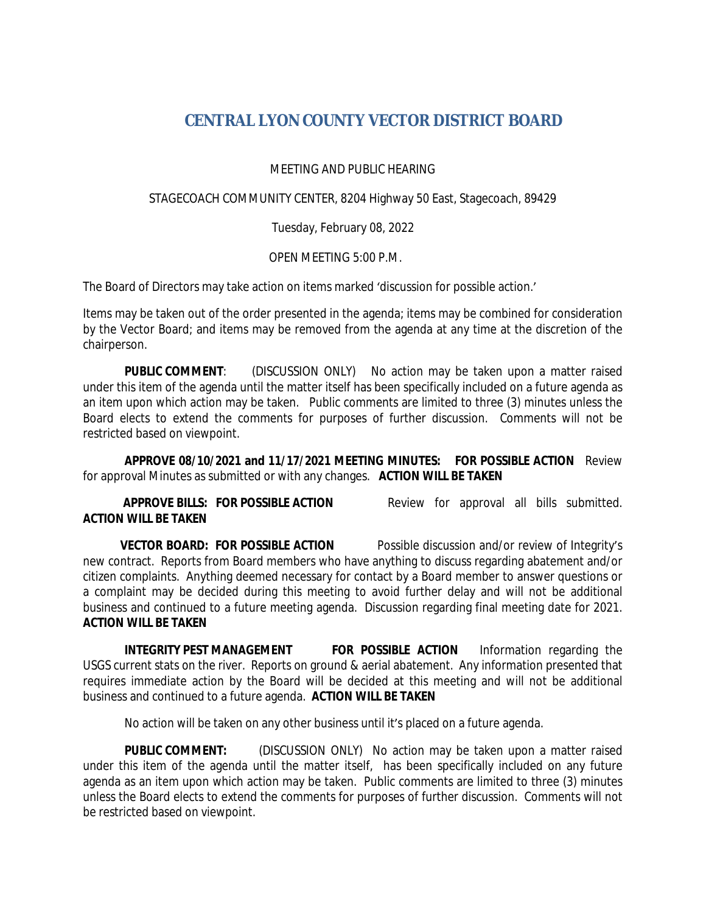# CENTRAL LYON COUNTY VECTOR DISTRICT BOARD

MEETING AND PUBLIC HEARING

STAGECOACH COMMUNITY CENTER, 8204 Highway 50 East, Stagecoach, 89429

Tuesday, February 08, 2022

OPEN MEETING 5:00 P.M.

The Board of Directors may take action on items marked 'discussion for possible action.'

Items may be taken out of the order presented in the agenda; items may be combined for consideration by the Vector Board; and items may be removed from the agenda at any time at the discretion of the chairperson.

**PUBLIC COMMENT**: (DISCUSSION ONLY) No action may be taken upon a matter raised under this item of the agenda until the matter itself has been specifically included on a future agenda as an item upon which action may be taken. Public comments are limited to three (3) minutes unless the Board elects to extend the comments for purposes of further discussion. Comments will not be restricted based on viewpoint.

**APPROVE 08/10/2021 and 11/17/2021 MEETING MINUTES: FOR POSSIBLE ACTION** Review for approval Minutes as submitted or with any changes. **ACTION WILL BE TAKEN**

**APPROVE BILLS: FOR POSSIBLE ACTION** Review for approval all bills submitted. **ACTION WILL BE TAKEN**

**VECTOR BOARD: FOR POSSIBLE ACTION** Possible discussion and/or review of Integrity's new contract. Reports from Board members who have anything to discuss regarding abatement and/or citizen complaints. Anything deemed necessary for contact by a Board member to answer questions or a complaint may be decided during this meeting to avoid further delay and will not be additional business and continued to a future meeting agenda. Discussion regarding final meeting date for 2021. **ACTION WILL BE TAKEN**

**INTEGRITY PEST MANAGEMENT FOR POSSIBLE ACTION** Information regarding the USGS current stats on the river. Reports on ground & aerial abatement. Any information presented that requires immediate action by the Board will be decided at this meeting and will not be additional business and continued to a future agenda. **ACTION WILL BE TAKEN**

No action will be taken on any other business until it's placed on a future agenda.

**PUBLIC COMMENT:** (DISCUSSION ONLY) No action may be taken upon a matter raised under this item of the agenda until the matter itself, has been specifically included on any future agenda as an item upon which action may be taken. Public comments are limited to three (3) minutes unless the Board elects to extend the comments for purposes of further discussion. Comments will not be restricted based on viewpoint.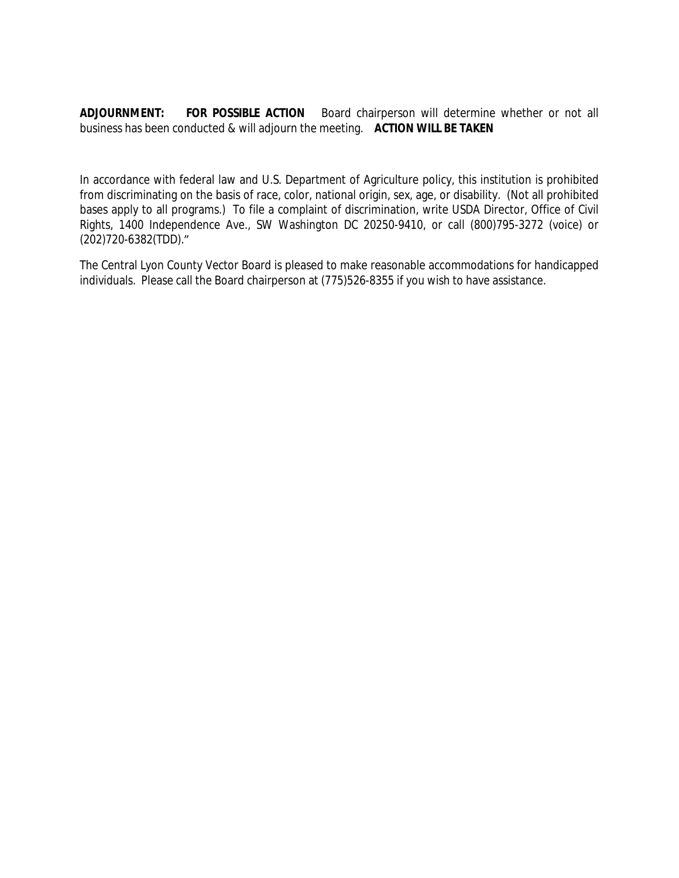**ADJOURNMENT: FOR POSSIBLE ACTION** Board chairperson will determine whether or not all business has been conducted & will adjourn the meeting. **ACTION WILL BE TAKEN**

In accordance with federal law and U.S. Department of Agriculture policy, this institution is prohibited from discriminating on the basis of race, color, national origin, sex, age, or disability. (Not all prohibited bases apply to all programs.) To file a complaint of discrimination, write USDA Director, Office of Civil Rights, 1400 Independence Ave., SW Washington DC 20250-9410, or call (800)795-3272 (voice) or (202)720-6382(TDD)."

The Central Lyon County Vector Board is pleased to make reasonable accommodations for handicapped individuals. Please call the Board chairperson at (775)526-8355 if you wish to have assistance.